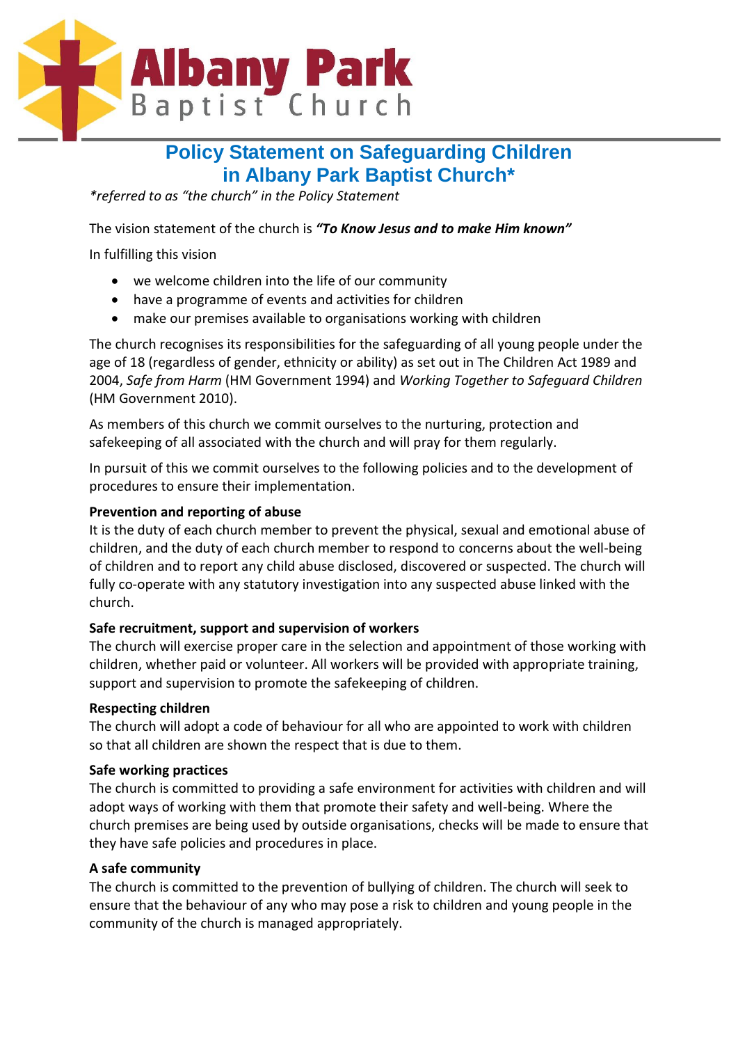**Albany Park**
Baptist Church

# Policy Statement on Safeguarding Children in Albany Park Baptist Church*

*\*referred to as "the church" in the Policy Statement*

The vision statement of the church is ***"To Know Jesus and to make Him known"***

In fulfilling this vision

- we welcome children into the life of our community
- have a programme of events and activities for children
- make our premises available to organisations working with children

The church recognises its responsibilities for the safeguarding of all young people under the age of 18 (regardless of gender, ethnicity or ability) as set out in The Children Act 1989 and 2004, *Safe from Harm* (HM Government 1994) and *Working Together to Safeguard Children* (HM Government 2010).

As members of this church we commit ourselves to the nurturing, protection and safekeeping of all associated with the church and will pray for them regularly.

In pursuit of this we commit ourselves to the following policies and to the development of procedures to ensure their implementation.

**Prevention and reporting of abuse**
It is the duty of each church member to prevent the physical, sexual and emotional abuse of children, and the duty of each church member to respond to concerns about the well-being of children and to report any child abuse disclosed, discovered or suspected. The church will fully co-operate with any statutory investigation into any suspected abuse linked with the church.

**Safe recruitment, support and supervision of workers**
The church will exercise proper care in the selection and appointment of those working with children, whether paid or volunteer. All workers will be provided with appropriate training, support and supervision to promote the safekeeping of children.

**Respecting children**
The church will adopt a code of behaviour for all who are appointed to work with children so that all children are shown the respect that is due to them.

**Safe working practices**
The church is committed to providing a safe environment for activities with children and will adopt ways of working with them that promote their safety and well-being. Where the church premises are being used by outside organisations, checks will be made to ensure that they have safe policies and procedures in place.

**A safe community**
The church is committed to the prevention of bullying of children. The church will seek to ensure that the behaviour of any who may pose a risk to children and young people in the community of the church is managed appropriately.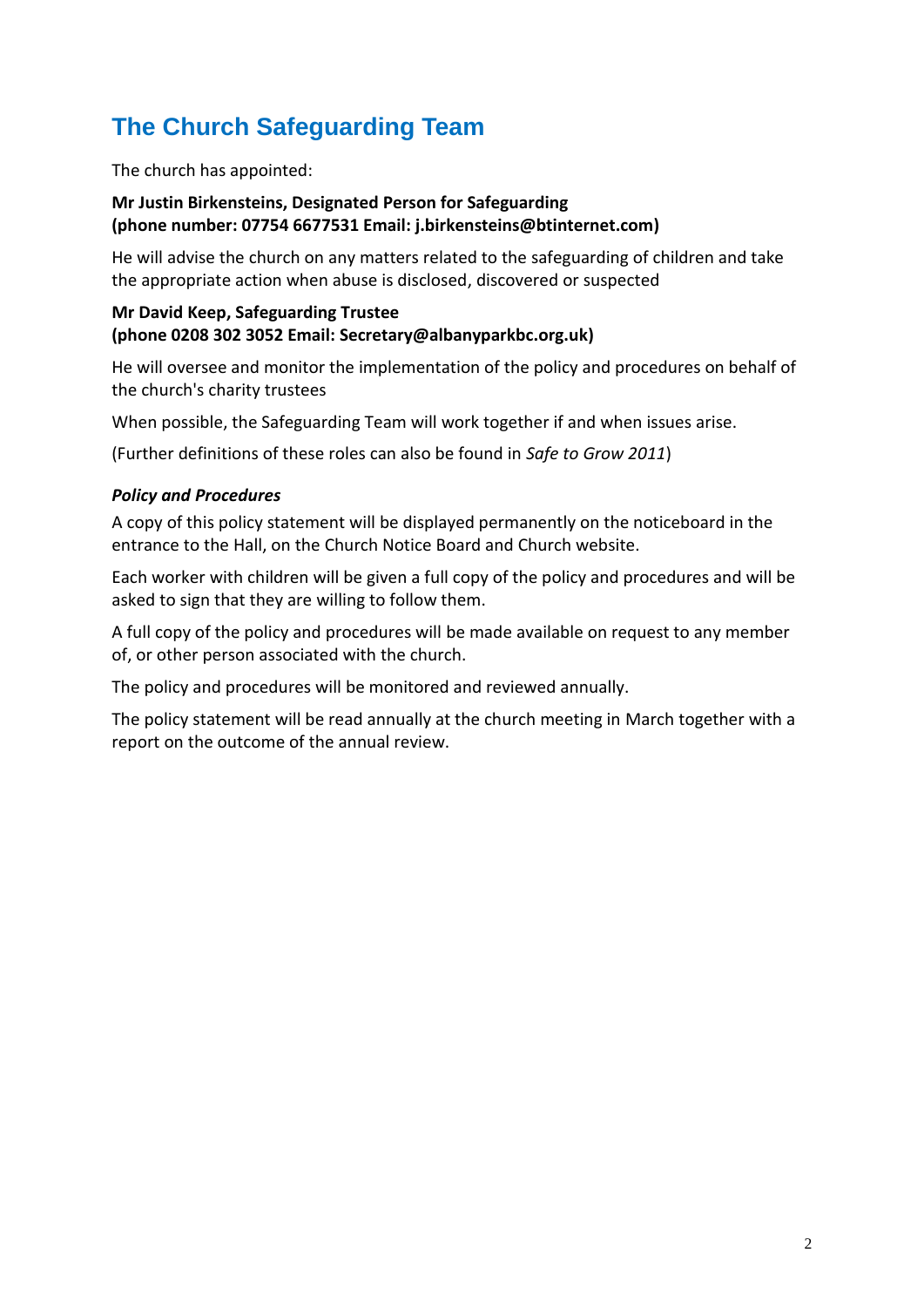## The Church Safeguarding Team

The church has appointed:

**Mr Justin Birkensteins, Designated Person for Safeguarding**
**(phone number: 07754 6677531 Email: j.birkensteins@btinternet.com)**

He will advise the church on any matters related to the safeguarding of children and take the appropriate action when abuse is disclosed, discovered or suspected

**Mr David Keep, Safeguarding Trustee**
**(phone 0208 302 3052 Email: Secretary@albanyparkbc.org.uk)**

He will oversee and monitor the implementation of the policy and procedures on behalf of the church's charity trustees

When possible, the Safeguarding Team will work together if and when issues arise.

(Further definitions of these roles can also be found in *Safe to Grow 2011*)

***Policy and Procedures***

A copy of this policy statement will be displayed permanently on the noticeboard in the entrance to the Hall, on the Church Notice Board and Church website.

Each worker with children will be given a full copy of the policy and procedures and will be asked to sign that they are willing to follow them.

A full copy of the policy and procedures will be made available on request to any member of, or other person associated with the church.

The policy and procedures will be monitored and reviewed annually.

The policy statement will be read annually at the church meeting in March together with a report on the outcome of the annual review.